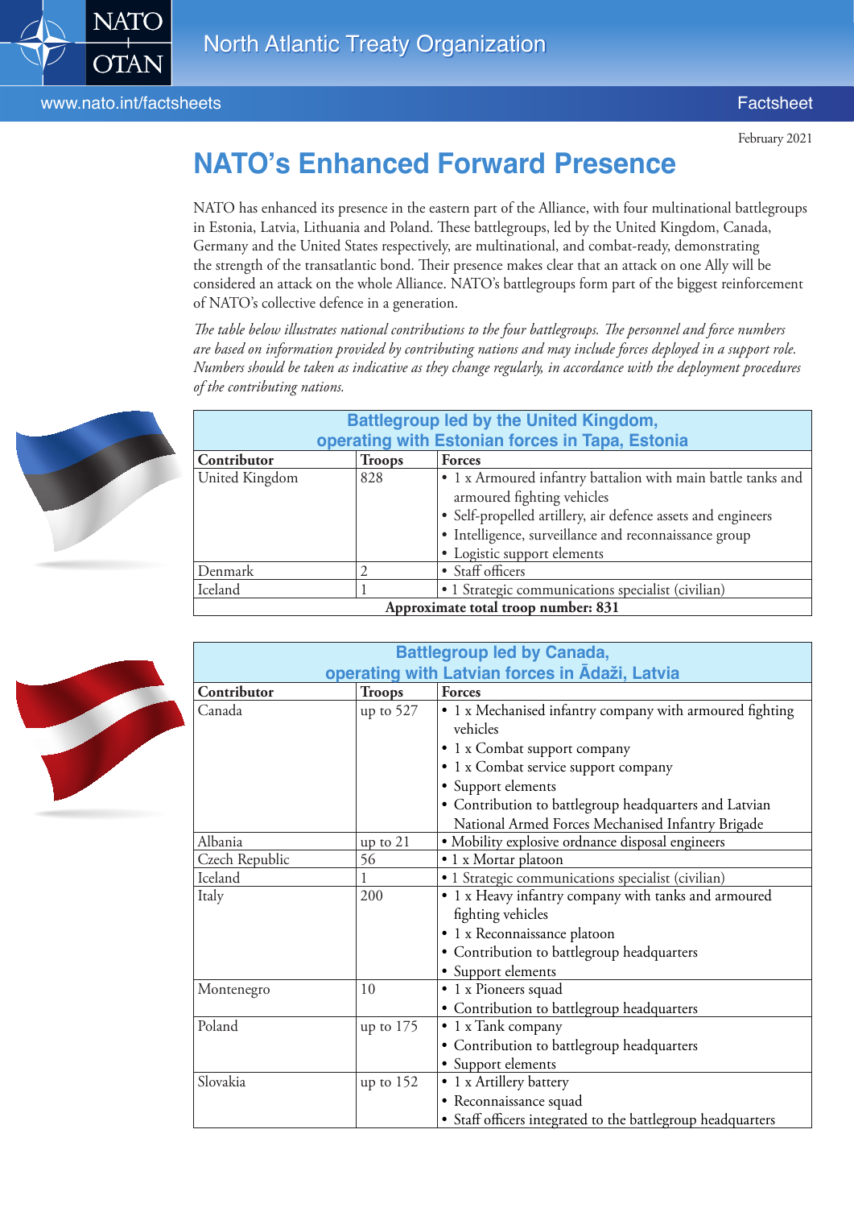February 2021

# NATO's Enhanced Forward Presence

NATO has enhanced its presence in the eastern part of the Alliance, with four multinational battlegroups in Estonia, Latvia, Lithuania and Poland. These battlegroups, led by the United Kingdom, Canada, Germany and the United States respectively, are multinational, and combat-ready, demonstrating the strength of the transatlantic bond. Their presence makes clear that an attack on one Ally will be considered an attack on the whole Alliance. NATO's battlegroups form part of the biggest reinforcement of NATO's collective defence in a generation.

*The table below illustrates national contributions to the four battlegroups. The personnel and force numbers are based on information provided by contributing nations and may include forces deployed in a support role. Numbers should be taken as indicative as they change regularly, in accordance with the deployment procedures of the contributing nations.*

**Battlegroup led by the United Kingdom, operating with Estonian forces in Tapa, Estonia**

| Contributor | Troops | Forces |
|---|---|---|
| United Kingdom | 828 | • 1 x Armoured infantry battalion with main battle tanks and armoured fighting vehicles<br>• Self-propelled artillery, air defence assets and engineers<br>• Intelligence, surveillance and reconnaissance group<br>• Logistic support elements |
| Denmark | 2 | • Staff officers |
| Iceland | 1 | • 1 Strategic communications specialist (civilian) |
| **Approximate total troop number: 831** | | |

**Battlegroup led by Canada, operating with Latvian forces in Ādaži, Latvia**

| Contributor | Troops | Forces |
|---|---|---|
| Canada | up to 527 | • 1 x Mechanised infantry company with armoured fighting vehicles<br>• 1 x Combat support company<br>• 1 x Combat service support company<br>• Support elements<br>• Contribution to battlegroup headquarters and Latvian National Armed Forces Mechanised Infantry Brigade |
| Albania | up to 21 | • Mobility explosive ordnance disposal engineers |
| Czech Republic | 56 | • 1 x Mortar platoon |
| Iceland | 1 | • 1 Strategic communications specialist (civilian) |
| Italy | 200 | • 1 x Heavy infantry company with tanks and armoured fighting vehicles<br>• 1 x Reconnaissance platoon<br>• Contribution to battlegroup headquarters<br>• Support elements |
| Montenegro | 10 | • 1 x Pioneers squad<br>• Contribution to battlegroup headquarters |
| Poland | up to 175 | • 1 x Tank company<br>• Contribution to battlegroup headquarters<br>• Support elements |
| Slovakia | up to 152 | • 1 x Artillery battery<br>• Reconnaissance squad<br>• Staff officers integrated to the battlegroup headquarters |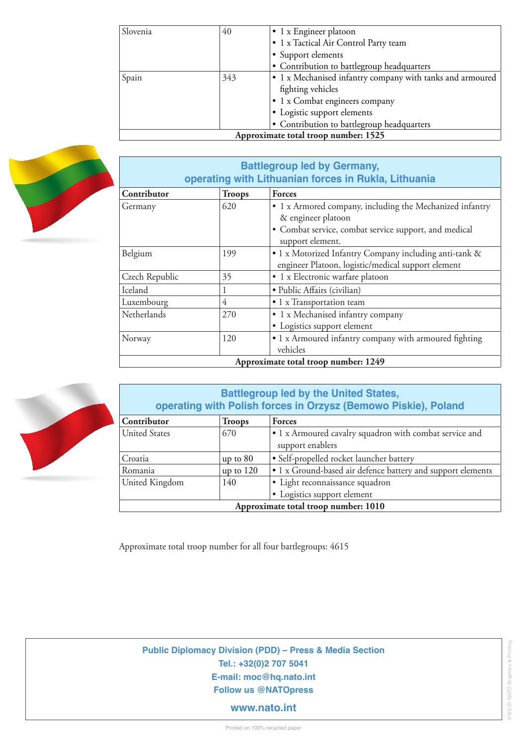| | | |
|---|---|---|
| Slovenia | 40 | • 1 x Engineer platoon<br>• 1 x Tactical Air Control Party team<br>• Support elements<br>• Contribution to battlegroup headquarters |
| Spain | 343 | • 1 x Mechanised infantry company with tanks and armoured fighting vehicles<br>• 1 x Combat engineers company<br>• Logistic support elements<br>• Contribution to battlegroup headquarters |
| **Approximate total troop number: 1525** | | |

## Battlegroup led by Germany, operating with Lithuanian forces in Rukla, Lithuania

| Contributor | Troops | Forces |
|---|---|---|
| Germany | 620 | • 1 x Armored company, including the Mechanized infantry & engineer platoon<br>• Combat service, combat service support, and medical support element. |
| Belgium | 199 | • 1 x Motorized Infantry Company including anti-tank & engineer Platoon, logistic/medical support element |
| Czech Republic | 35 | • 1 x Electronic warfare platoon |
| Iceland | 1 | • Public Affairs (civilian) |
| Luxembourg | 4 | • 1 x Transportation team |
| Netherlands | 270 | • 1 x Mechanised infantry company<br>• Logistics support element |
| Norway | 120 | • 1 x Armoured infantry company with armoured fighting vehicles |
| **Approximate total troop number: 1249** | | |

## Battlegroup led by the United States, operating with Polish forces in Orzysz (Bemowo Piskie), Poland

| Contributor | Troops | Forces |
|---|---|---|
| United States | 670 | • 1 x Armoured cavalry squadron with combat service and support enablers |
| Croatia | up to 80 | • Self-propelled rocket launcher battery |
| Romania | up to 120 | • 1 x Ground-based air defence battery and support elements |
| United Kingdom | 140 | • Light reconnaissance squadron<br>• Logistics support element |
| **Approximate total troop number: 1010** | | |

Approximate total troop number for all four battlegroups: 4615

**Public Diplomacy Division (PDD) – Press & Media Section**
**Tel.: +32(0)2 707 5041**
**E-mail: moc@hq.nato.int**
**Follow us @NATOpress**
**www.nato.int**

Printed on 100% recycled paper

0162-21 NATO Graphics & Printing